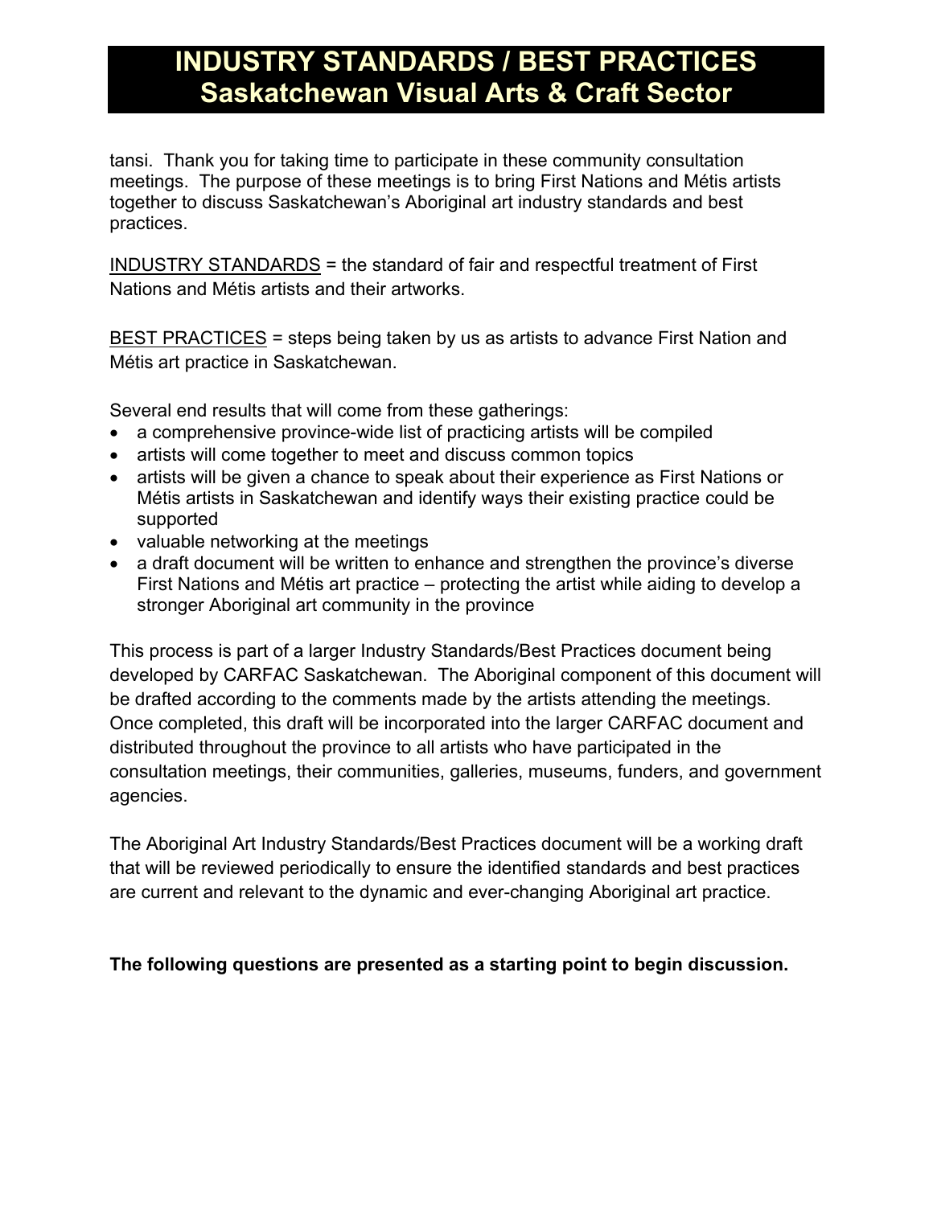# INDUSTRY STANDARDS / BEST PRACTICES
# Saskatchewan Visual Arts & Craft Sector

tansi. Thank you for taking time to participate in these community consultation meetings. The purpose of these meetings is to bring First Nations and Métis artists together to discuss Saskatchewan's Aboriginal art industry standards and best practices.

<u>INDUSTRY STANDARDS</u> = the standard of fair and respectful treatment of First Nations and Métis artists and their artworks.

<u>BEST PRACTICES</u> = steps being taken by us as artists to advance First Nation and Métis art practice in Saskatchewan.

Several end results that will come from these gatherings:

- a comprehensive province-wide list of practicing artists will be compiled
- artists will come together to meet and discuss common topics
- artists will be given a chance to speak about their experience as First Nations or Métis artists in Saskatchewan and identify ways their existing practice could be supported
- valuable networking at the meetings
- a draft document will be written to enhance and strengthen the province's diverse First Nations and Métis art practice – protecting the artist while aiding to develop a stronger Aboriginal art community in the province

This process is part of a larger Industry Standards/Best Practices document being developed by CARFAC Saskatchewan. The Aboriginal component of this document will be drafted according to the comments made by the artists attending the meetings. Once completed, this draft will be incorporated into the larger CARFAC document and distributed throughout the province to all artists who have participated in the consultation meetings, their communities, galleries, museums, funders, and government agencies.

The Aboriginal Art Industry Standards/Best Practices document will be a working draft that will be reviewed periodically to ensure the identified standards and best practices are current and relevant to the dynamic and ever-changing Aboriginal art practice.

**The following questions are presented as a starting point to begin discussion.**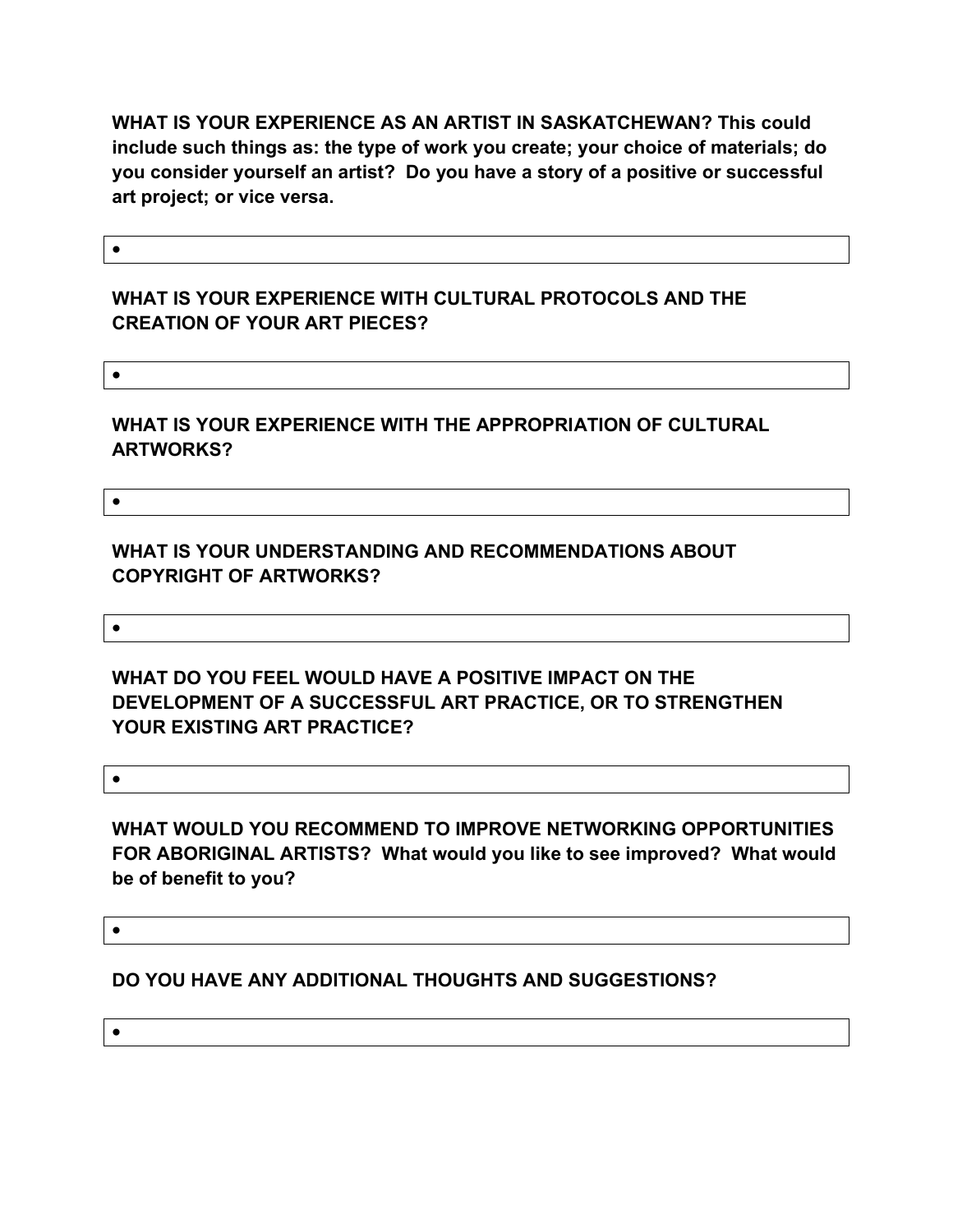**WHAT IS YOUR EXPERIENCE AS AN ARTIST IN SASKATCHEWAN? This could include such things as: the type of work you create; your choice of materials; do you consider yourself an artist? Do you have a story of a positive or successful art project; or vice versa.**

- 

**WHAT IS YOUR EXPERIENCE WITH CULTURAL PROTOCOLS AND THE CREATION OF YOUR ART PIECES?**

- 

**WHAT IS YOUR EXPERIENCE WITH THE APPROPRIATION OF CULTURAL ARTWORKS?**

- 

**WHAT IS YOUR UNDERSTANDING AND RECOMMENDATIONS ABOUT COPYRIGHT OF ARTWORKS?**

- 

**WHAT DO YOU FEEL WOULD HAVE A POSITIVE IMPACT ON THE DEVELOPMENT OF A SUCCESSFUL ART PRACTICE, OR TO STRENGTHEN YOUR EXISTING ART PRACTICE?**

- 

**WHAT WOULD YOU RECOMMEND TO IMPROVE NETWORKING OPPORTUNITIES FOR ABORIGINAL ARTISTS? What would you like to see improved? What would be of benefit to you?**

- 

**DO YOU HAVE ANY ADDITIONAL THOUGHTS AND SUGGESTIONS?**

-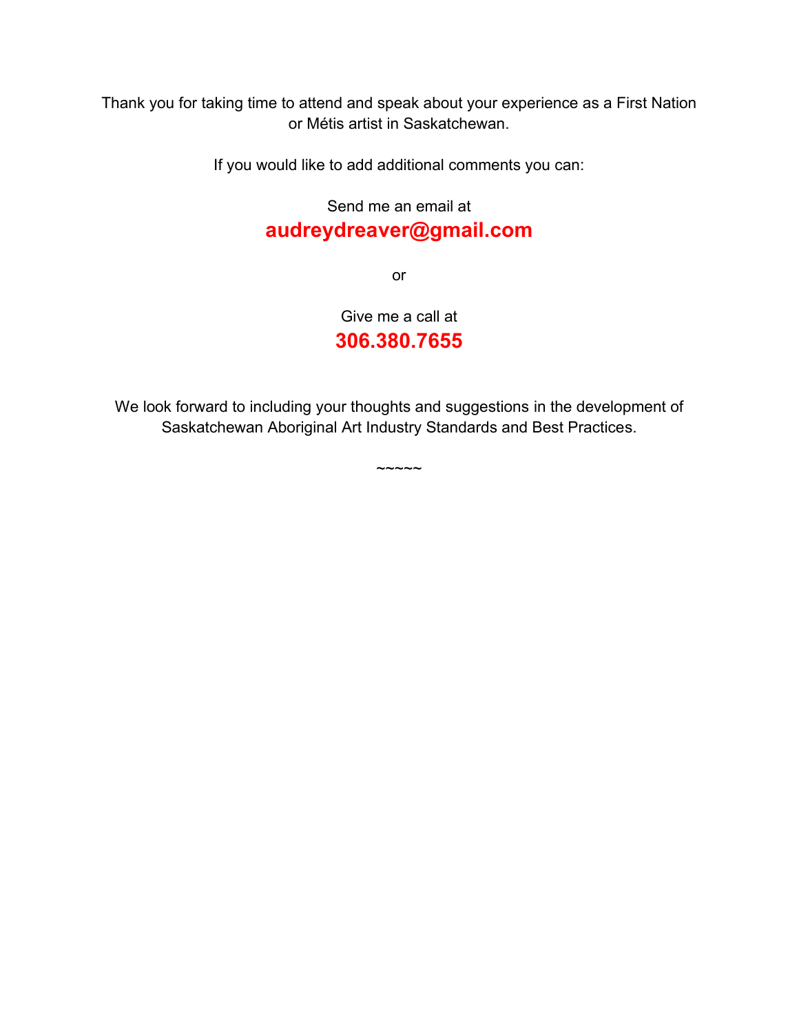Thank you for taking time to attend and speak about your experience as a First Nation or Métis artist in Saskatchewan.

If you would like to add additional comments you can:

Send me an email at
**audreydreaver@gmail.com**

or

Give me a call at
**306.380.7655**

We look forward to including your thoughts and suggestions in the development of Saskatchewan Aboriginal Art Industry Standards and Best Practices.

~~~~~